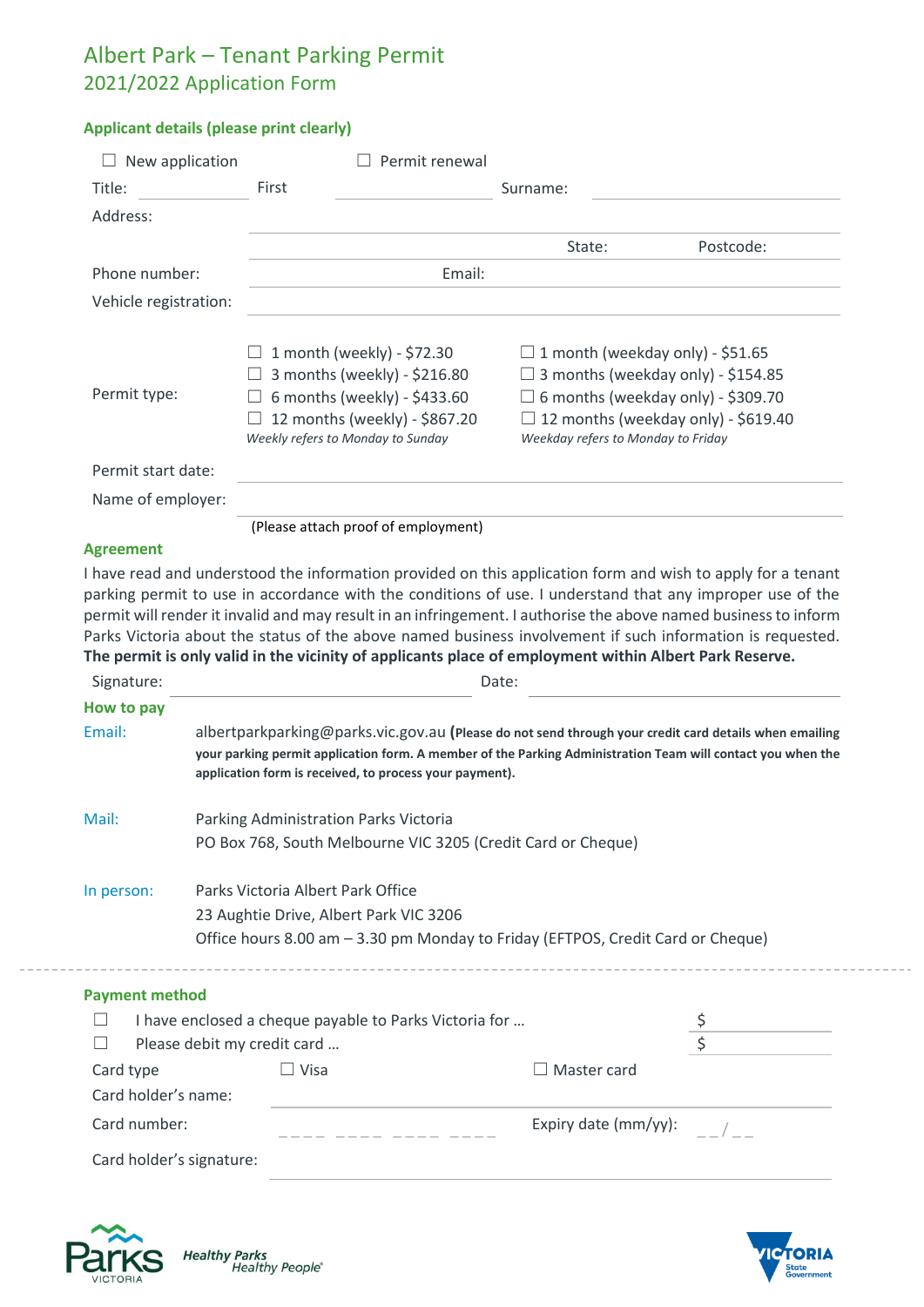# Albert Park – Tenant Parking Permit
## 2021/2022 Application Form

### Applicant details (please print clearly)

☐ New application ☐ Permit renewal

Title: ______ First ______ Surname: ______

Address: ______

______ State: ______ Postcode: ______

Phone number: ______ Email: ______

Vehicle registration: ______

Permit type:

- ☐ 1 month (weekly) - $72.30
- ☐ 3 months (weekly) - $216.80
- ☐ 6 months (weekly) - $433.60
- ☐ 12 months (weekly) - $867.20

*Weekly refers to Monday to Sunday*

- ☐ 1 month (weekday only) - $51.65
- ☐ 3 months (weekday only) - $154.85
- ☐ 6 months (weekday only) - $309.70
- ☐ 12 months (weekday only) - $619.40

*Weekday refers to Monday to Friday*

Permit start date: ______

Name of employer: ______

(Please attach proof of employment)

### Agreement

I have read and understood the information provided on this application form and wish to apply for a tenant parking permit to use in accordance with the conditions of use. I understand that any improper use of the permit will render it invalid and may result in an infringement. I authorise the above named business to inform Parks Victoria about the status of the above named business involvement if such information is requested. **The permit is only valid in the vicinity of applicants place of employment within Albert Park Reserve.**

Signature: ______ Date: ______

### How to pay

**Email:** albertparkparking@parks.vic.gov.au (**Please do not send through your credit card details when emailing your parking permit application form. A member of the Parking Administration Team will contact you when the application form is received, to process your payment).**

**Mail:** Parking Administration Parks Victoria
PO Box 768, South Melbourne VIC 3205 (Credit Card or Cheque)

**In person:** Parks Victoria Albert Park Office
23 Aughtie Drive, Albert Park VIC 3206
Office hours 8.00 am – 3.30 pm Monday to Friday (EFTPOS, Credit Card or Cheque)

---

### Payment method

☐ I have enclosed a cheque payable to Parks Victoria for … $ ______

☐ Please debit my credit card … $ ______

Card type ☐ Visa ☐ Master card

Card holder's name: ______

Card number: _ _ _ _ _ _ _ _ _ _ _ _ _ _ _ _ Expiry date (mm/yy): _ _ / _ _

Card holder's signature: ______

Parks Victoria — *Healthy Parks Healthy People*

Victoria State Government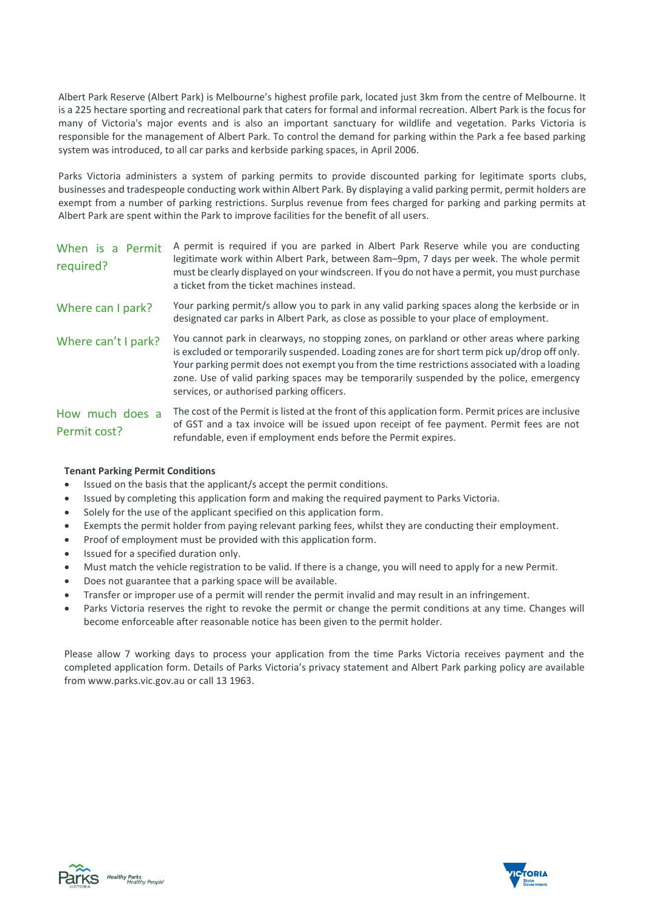Albert Park Reserve (Albert Park) is Melbourne's highest profile park, located just 3km from the centre of Melbourne. It is a 225 hectare sporting and recreational park that caters for formal and informal recreation. Albert Park is the focus for many of Victoria's major events and is also an important sanctuary for wildlife and vegetation. Parks Victoria is responsible for the management of Albert Park. To control the demand for parking within the Park a fee based parking system was introduced, to all car parks and kerbside parking spaces, in April 2006.

Parks Victoria administers a system of parking permits to provide discounted parking for legitimate sports clubs, businesses and tradespeople conducting work within Albert Park. By displaying a valid parking permit, permit holders are exempt from a number of parking restrictions. Surplus revenue from fees charged for parking and parking permits at Albert Park are spent within the Park to improve facilities for the benefit of all users.

## When is a Permit required?

A permit is required if you are parked in Albert Park Reserve while you are conducting legitimate work within Albert Park, between 8am–9pm, 7 days per week. The whole permit must be clearly displayed on your windscreen. If you do not have a permit, you must purchase a ticket from the ticket machines instead.

## Where can I park?

Your parking permit/s allow you to park in any valid parking spaces along the kerbside or in designated car parks in Albert Park, as close as possible to your place of employment.

## Where can't I park?

You cannot park in clearways, no stopping zones, on parkland or other areas where parking is excluded or temporarily suspended. Loading zones are for short term pick up/drop off only. Your parking permit does not exempt you from the time restrictions associated with a loading zone. Use of valid parking spaces may be temporarily suspended by the police, emergency services, or authorised parking officers.

## How much does a Permit cost?

The cost of the Permit is listed at the front of this application form. Permit prices are inclusive of GST and a tax invoice will be issued upon receipt of fee payment. Permit fees are not refundable, even if employment ends before the Permit expires.

**Tenant Parking Permit Conditions**

- Issued on the basis that the applicant/s accept the permit conditions.
- Issued by completing this application form and making the required payment to Parks Victoria.
- Solely for the use of the applicant specified on this application form.
- Exempts the permit holder from paying relevant parking fees, whilst they are conducting their employment.
- Proof of employment must be provided with this application form.
- Issued for a specified duration only.
- Must match the vehicle registration to be valid. If there is a change, you will need to apply for a new Permit.
- Does not guarantee that a parking space will be available.
- Transfer or improper use of a permit will render the permit invalid and may result in an infringement.
- Parks Victoria reserves the right to revoke the permit or change the permit conditions at any time. Changes will become enforceable after reasonable notice has been given to the permit holder.

Please allow 7 working days to process your application from the time Parks Victoria receives payment and the completed application form. Details of Parks Victoria's privacy statement and Albert Park parking policy are available from www.parks.vic.gov.au or call 13 1963.